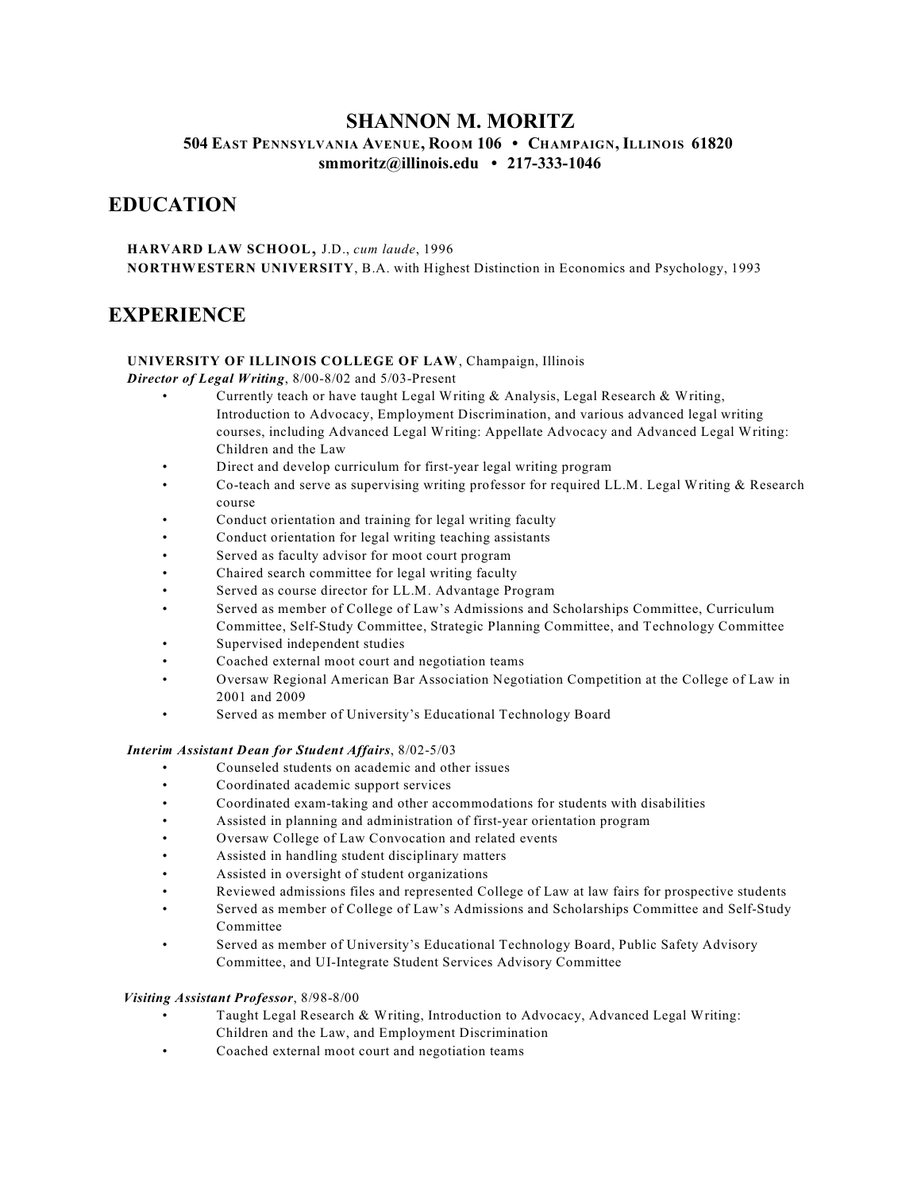# SHANNON M. MORITZ

**504 East Pennsylvania Avenue, Room 106 • Champaign, Illinois 61820**
**smmoritz@illinois.edu • 217-333-1046**

## EDUCATION

**HARVARD LAW SCHOOL,** J.D., *cum laude*, 1996
**NORTHWESTERN UNIVERSITY**, B.A. with Highest Distinction in Economics and Psychology, 1993

## EXPERIENCE

**UNIVERSITY OF ILLINOIS COLLEGE OF LAW**, Champaign, Illinois

***Director of Legal Writing***, 8/00-8/02 and 5/03-Present

- Currently teach or have taught Legal Writing & Analysis, Legal Research & Writing, Introduction to Advocacy, Employment Discrimination, and various advanced legal writing courses, including Advanced Legal Writing: Appellate Advocacy and Advanced Legal Writing: Children and the Law
- Direct and develop curriculum for first-year legal writing program
- Co-teach and serve as supervising writing professor for required LL.M. Legal Writing & Research course
- Conduct orientation and training for legal writing faculty
- Conduct orientation for legal writing teaching assistants
- Served as faculty advisor for moot court program
- Chaired search committee for legal writing faculty
- Served as course director for LL.M. Advantage Program
- Served as member of College of Law's Admissions and Scholarships Committee, Curriculum Committee, Self-Study Committee, Strategic Planning Committee, and Technology Committee
- Supervised independent studies
- Coached external moot court and negotiation teams
- Oversaw Regional American Bar Association Negotiation Competition at the College of Law in 2001 and 2009
- Served as member of University's Educational Technology Board

***Interim Assistant Dean for Student Affairs***, 8/02-5/03

- Counseled students on academic and other issues
- Coordinated academic support services
- Coordinated exam-taking and other accommodations for students with disabilities
- Assisted in planning and administration of first-year orientation program
- Oversaw College of Law Convocation and related events
- Assisted in handling student disciplinary matters
- Assisted in oversight of student organizations
- Reviewed admissions files and represented College of Law at law fairs for prospective students
- Served as member of College of Law's Admissions and Scholarships Committee and Self-Study Committee
- Served as member of University's Educational Technology Board, Public Safety Advisory Committee, and UI-Integrate Student Services Advisory Committee

***Visiting Assistant Professor***, 8/98-8/00

- Taught Legal Research & Writing, Introduction to Advocacy, Advanced Legal Writing: Children and the Law, and Employment Discrimination
- Coached external moot court and negotiation teams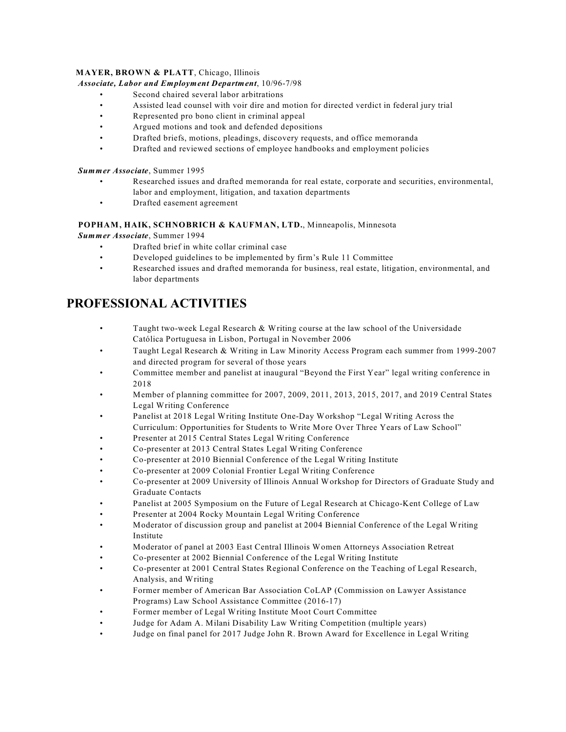**MAYER, BROWN & PLATT**, Chicago, Illinois

***Associate, Labor and Employment Department***, 10/96-7/98

- Second chaired several labor arbitrations
- Assisted lead counsel with voir dire and motion for directed verdict in federal jury trial
- Represented pro bono client in criminal appeal
- Argued motions and took and defended depositions
- Drafted briefs, motions, pleadings, discovery requests, and office memoranda
- Drafted and reviewed sections of employee handbooks and employment policies

***Summer Associate***, Summer 1995

- Researched issues and drafted memoranda for real estate, corporate and securities, environmental, labor and employment, litigation, and taxation departments
- Drafted easement agreement

**POPHAM, HAIK, SCHNOBRICH & KAUFMAN, LTD.**, Minneapolis, Minnesota

***Summer Associate***, Summer 1994

- Drafted brief in white collar criminal case
- Developed guidelines to be implemented by firm's Rule 11 Committee
- Researched issues and drafted memoranda for business, real estate, litigation, environmental, and labor departments

## PROFESSIONAL ACTIVITIES

- Taught two-week Legal Research & Writing course at the law school of the Universidade Católica Portuguesa in Lisbon, Portugal in November 2006
- Taught Legal Research & Writing in Law Minority Access Program each summer from 1999-2007 and directed program for several of those years
- Committee member and panelist at inaugural "Beyond the First Year" legal writing conference in 2018
- Member of planning committee for 2007, 2009, 2011, 2013, 2015, 2017, and 2019 Central States Legal Writing Conference
- Panelist at 2018 Legal Writing Institute One-Day Workshop "Legal Writing Across the Curriculum: Opportunities for Students to Write More Over Three Years of Law School"
- Presenter at 2015 Central States Legal Writing Conference
- Co-presenter at 2013 Central States Legal Writing Conference
- Co-presenter at 2010 Biennial Conference of the Legal Writing Institute
- Co-presenter at 2009 Colonial Frontier Legal Writing Conference
- Co-presenter at 2009 University of Illinois Annual Workshop for Directors of Graduate Study and Graduate Contacts
- Panelist at 2005 Symposium on the Future of Legal Research at Chicago-Kent College of Law
- Presenter at 2004 Rocky Mountain Legal Writing Conference
- Moderator of discussion group and panelist at 2004 Biennial Conference of the Legal Writing Institute
- Moderator of panel at 2003 East Central Illinois Women Attorneys Association Retreat
- Co-presenter at 2002 Biennial Conference of the Legal Writing Institute
- Co-presenter at 2001 Central States Regional Conference on the Teaching of Legal Research, Analysis, and Writing
- Former member of American Bar Association CoLAP (Commission on Lawyer Assistance Programs) Law School Assistance Committee (2016-17)
- Former member of Legal Writing Institute Moot Court Committee
- Judge for Adam A. Milani Disability Law Writing Competition (multiple years)
- Judge on final panel for 2017 Judge John R. Brown Award for Excellence in Legal Writing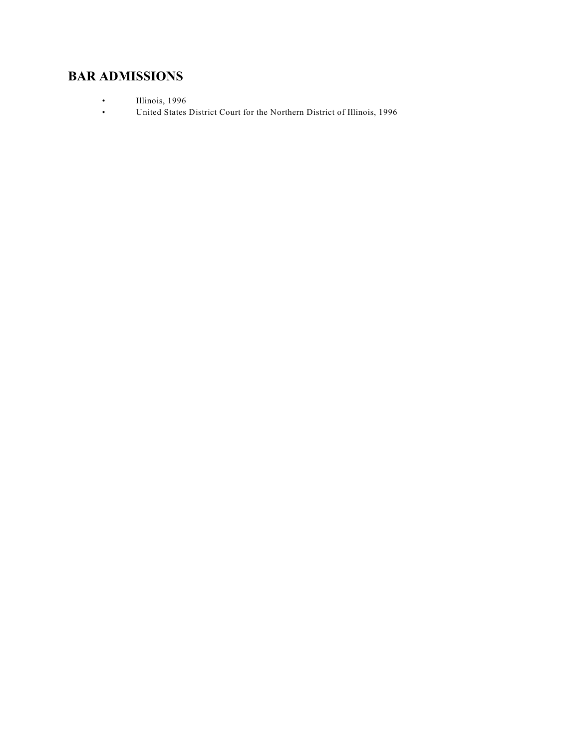## BAR ADMISSIONS

- Illinois, 1996
- United States District Court for the Northern District of Illinois, 1996